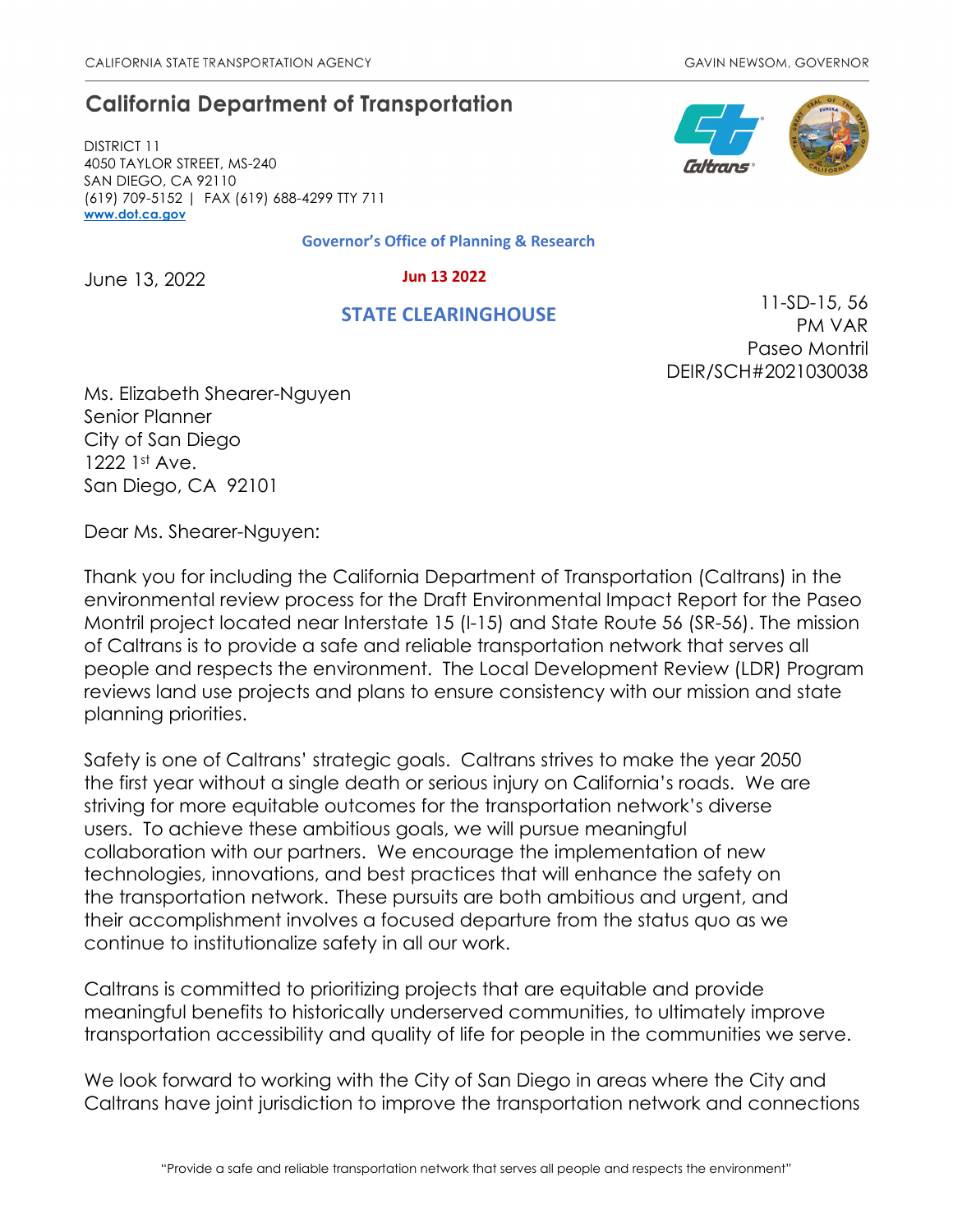CALIFORNIA STATE TRANSPORTATION AGENCY　　　　　　　　　　　　GAVIN NEWSOM, GOVERNOR

# California Department of Transportation

DISTRICT 11
4050 TAYLOR STREET, MS-240
SAN DIEGO, CA 92110
(619) 709-5152 | FAX (619) 688-4299 TTY 711
**www.dot.ca.gov**

**Governor's Office of Planning & Research**

**Jun 13 2022**

**STATE CLEARINGHOUSE**

June 13, 2022

11-SD-15, 56
PM VAR
Paseo Montril
DEIR/SCH#2021030038

Ms. Elizabeth Shearer-Nguyen
Senior Planner
City of San Diego
1222 1st Ave.
San Diego, CA 92101

Dear Ms. Shearer-Nguyen:

Thank you for including the California Department of Transportation (Caltrans) in the environmental review process for the Draft Environmental Impact Report for the Paseo Montril project located near Interstate 15 (I-15) and State Route 56 (SR-56). The mission of Caltrans is to provide a safe and reliable transportation network that serves all people and respects the environment. The Local Development Review (LDR) Program reviews land use projects and plans to ensure consistency with our mission and state planning priorities.

Safety is one of Caltrans' strategic goals. Caltrans strives to make the year 2050 the first year without a single death or serious injury on California's roads. We are striving for more equitable outcomes for the transportation network's diverse users. To achieve these ambitious goals, we will pursue meaningful collaboration with our partners. We encourage the implementation of new technologies, innovations, and best practices that will enhance the safety on the transportation network. These pursuits are both ambitious and urgent, and their accomplishment involves a focused departure from the status quo as we continue to institutionalize safety in all our work.

Caltrans is committed to prioritizing projects that are equitable and provide meaningful benefits to historically underserved communities, to ultimately improve transportation accessibility and quality of life for people in the communities we serve.

We look forward to working with the City of San Diego in areas where the City and Caltrans have joint jurisdiction to improve the transportation network and connections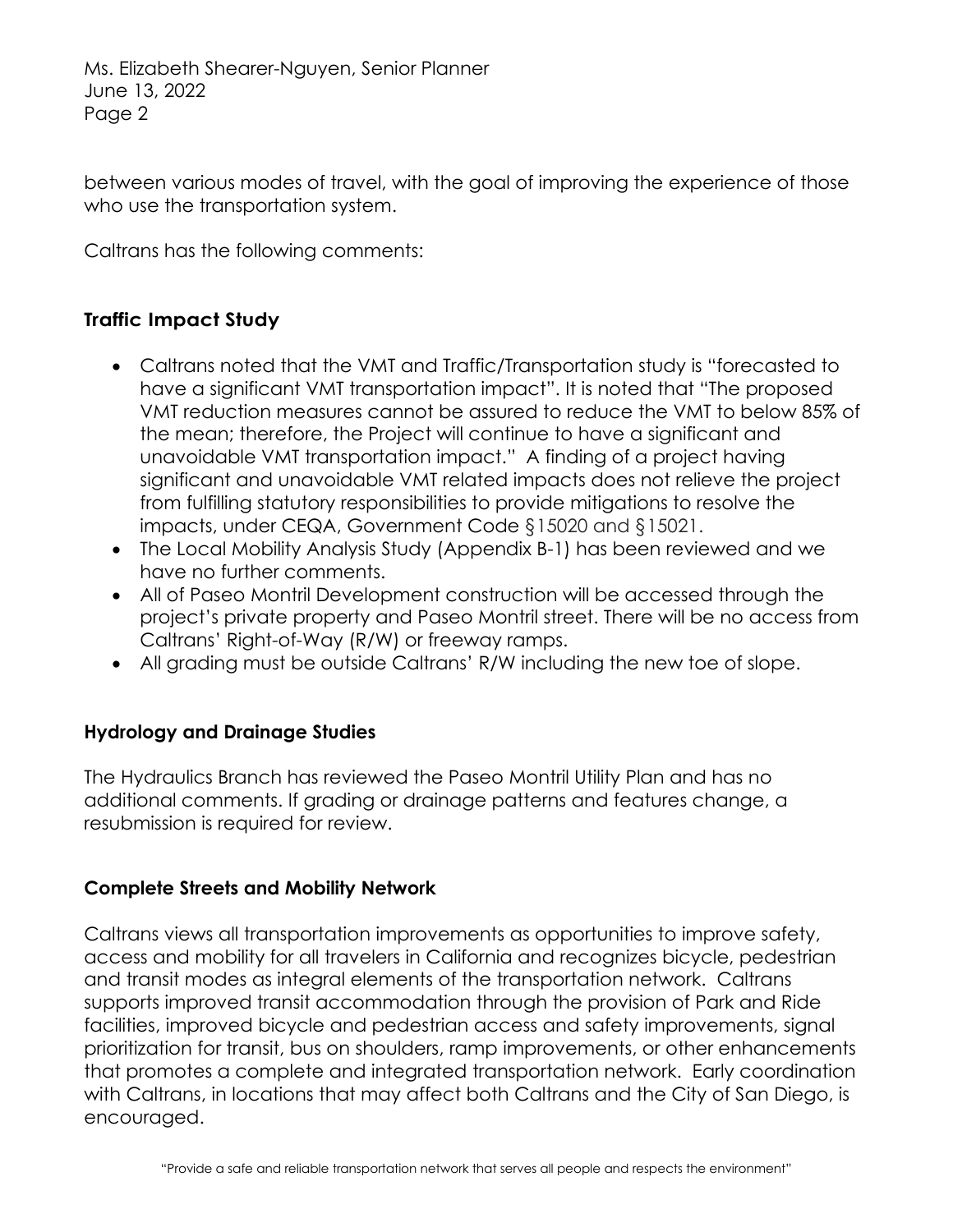between various modes of travel, with the goal of improving the experience of those who use the transportation system.

Caltrans has the following comments:

## Traffic Impact Study

- Caltrans noted that the VMT and Traffic/Transportation study is "forecasted to have a significant VMT transportation impact". It is noted that "The proposed VMT reduction measures cannot be assured to reduce the VMT to below 85% of the mean; therefore, the Project will continue to have a significant and unavoidable VMT transportation impact." A finding of a project having significant and unavoidable VMT related impacts does not relieve the project from fulfilling statutory responsibilities to provide mitigations to resolve the impacts, under CEQA, Government Code §15020 and §15021.
- The Local Mobility Analysis Study (Appendix B-1) has been reviewed and we have no further comments.
- All of Paseo Montril Development construction will be accessed through the project's private property and Paseo Montril street. There will be no access from Caltrans' Right-of-Way (R/W) or freeway ramps.
- All grading must be outside Caltrans' R/W including the new toe of slope.

## Hydrology and Drainage Studies

The Hydraulics Branch has reviewed the Paseo Montril Utility Plan and has no additional comments. If grading or drainage patterns and features change, a resubmission is required for review.

## Complete Streets and Mobility Network

Caltrans views all transportation improvements as opportunities to improve safety, access and mobility for all travelers in California and recognizes bicycle, pedestrian and transit modes as integral elements of the transportation network. Caltrans supports improved transit accommodation through the provision of Park and Ride facilities, improved bicycle and pedestrian access and safety improvements, signal prioritization for transit, bus on shoulders, ramp improvements, or other enhancements that promotes a complete and integrated transportation network. Early coordination with Caltrans, in locations that may affect both Caltrans and the City of San Diego, is encouraged.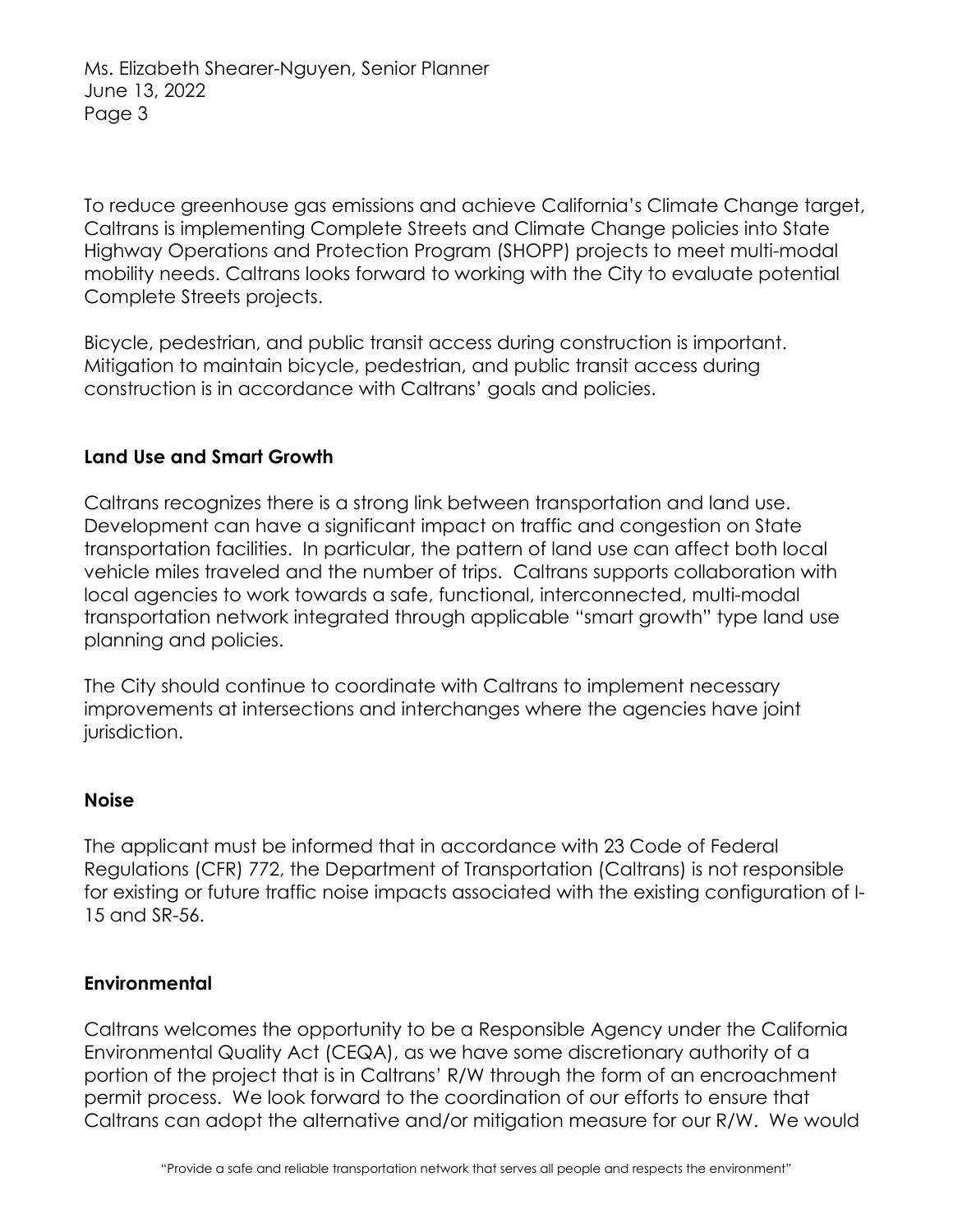To reduce greenhouse gas emissions and achieve California's Climate Change target, Caltrans is implementing Complete Streets and Climate Change policies into State Highway Operations and Protection Program (SHOPP) projects to meet multi-modal mobility needs. Caltrans looks forward to working with the City to evaluate potential Complete Streets projects.

Bicycle, pedestrian, and public transit access during construction is important. Mitigation to maintain bicycle, pedestrian, and public transit access during construction is in accordance with Caltrans' goals and policies.

**Land Use and Smart Growth**

Caltrans recognizes there is a strong link between transportation and land use. Development can have a significant impact on traffic and congestion on State transportation facilities. In particular, the pattern of land use can affect both local vehicle miles traveled and the number of trips. Caltrans supports collaboration with local agencies to work towards a safe, functional, interconnected, multi-modal transportation network integrated through applicable "smart growth" type land use planning and policies.

The City should continue to coordinate with Caltrans to implement necessary improvements at intersections and interchanges where the agencies have joint jurisdiction.

**Noise**

The applicant must be informed that in accordance with 23 Code of Federal Regulations (CFR) 772, the Department of Transportation (Caltrans) is not responsible for existing or future traffic noise impacts associated with the existing configuration of I-15 and SR-56.

**Environmental**

Caltrans welcomes the opportunity to be a Responsible Agency under the California Environmental Quality Act (CEQA), as we have some discretionary authority of a portion of the project that is in Caltrans' R/W through the form of an encroachment permit process. We look forward to the coordination of our efforts to ensure that Caltrans can adopt the alternative and/or mitigation measure for our R/W. We would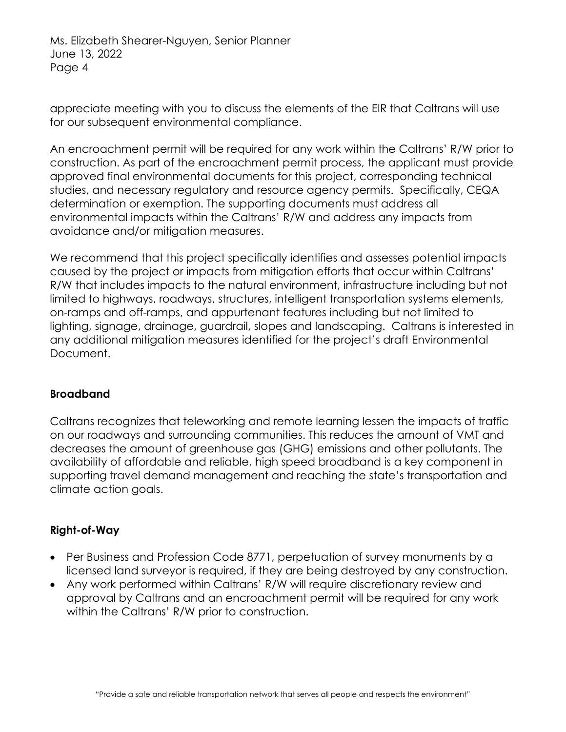appreciate meeting with you to discuss the elements of the EIR that Caltrans will use for our subsequent environmental compliance.

An encroachment permit will be required for any work within the Caltrans' R/W prior to construction. As part of the encroachment permit process, the applicant must provide approved final environmental documents for this project, corresponding technical studies, and necessary regulatory and resource agency permits. Specifically, CEQA determination or exemption. The supporting documents must address all environmental impacts within the Caltrans' R/W and address any impacts from avoidance and/or mitigation measures.

We recommend that this project specifically identifies and assesses potential impacts caused by the project or impacts from mitigation efforts that occur within Caltrans' R/W that includes impacts to the natural environment, infrastructure including but not limited to highways, roadways, structures, intelligent transportation systems elements, on-ramps and off-ramps, and appurtenant features including but not limited to lighting, signage, drainage, guardrail, slopes and landscaping. Caltrans is interested in any additional mitigation measures identified for the project's draft Environmental Document.

**Broadband**

Caltrans recognizes that teleworking and remote learning lessen the impacts of traffic on our roadways and surrounding communities. This reduces the amount of VMT and decreases the amount of greenhouse gas (GHG) emissions and other pollutants. The availability of affordable and reliable, high speed broadband is a key component in supporting travel demand management and reaching the state's transportation and climate action goals.

**Right-of-Way**

- Per Business and Profession Code 8771, perpetuation of survey monuments by a licensed land surveyor is required, if they are being destroyed by any construction.
- Any work performed within Caltrans' R/W will require discretionary review and approval by Caltrans and an encroachment permit will be required for any work within the Caltrans' R/W prior to construction.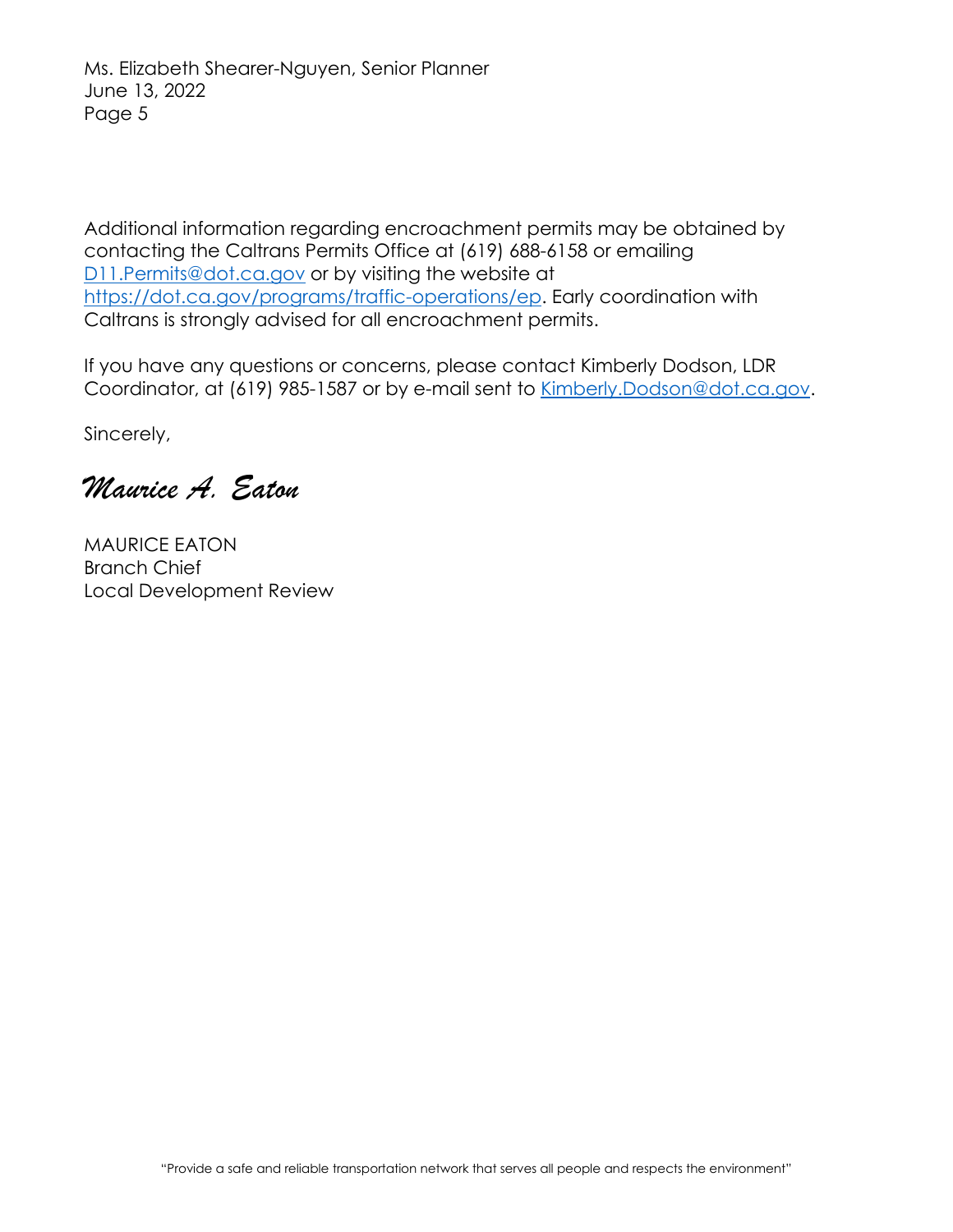Additional information regarding encroachment permits may be obtained by contacting the Caltrans Permits Office at (619) 688-6158 or emailing [D11.Permits@dot.ca.gov](mailto:D11.Permits@dot.ca.gov) or by visiting the website at [https://dot.ca.gov/programs/traffic-operations/ep](https://dot.ca.gov/programs/traffic-operations/ep). Early coordination with Caltrans is strongly advised for all encroachment permits.

If you have any questions or concerns, please contact Kimberly Dodson, LDR Coordinator, at (619) 985-1587 or by e-mail sent to [Kimberly.Dodson@dot.ca.gov](mailto:Kimberly.Dodson@dot.ca.gov).

Sincerely,

*Maurice A. Eaton*

MAURICE EATON
Branch Chief
Local Development Review